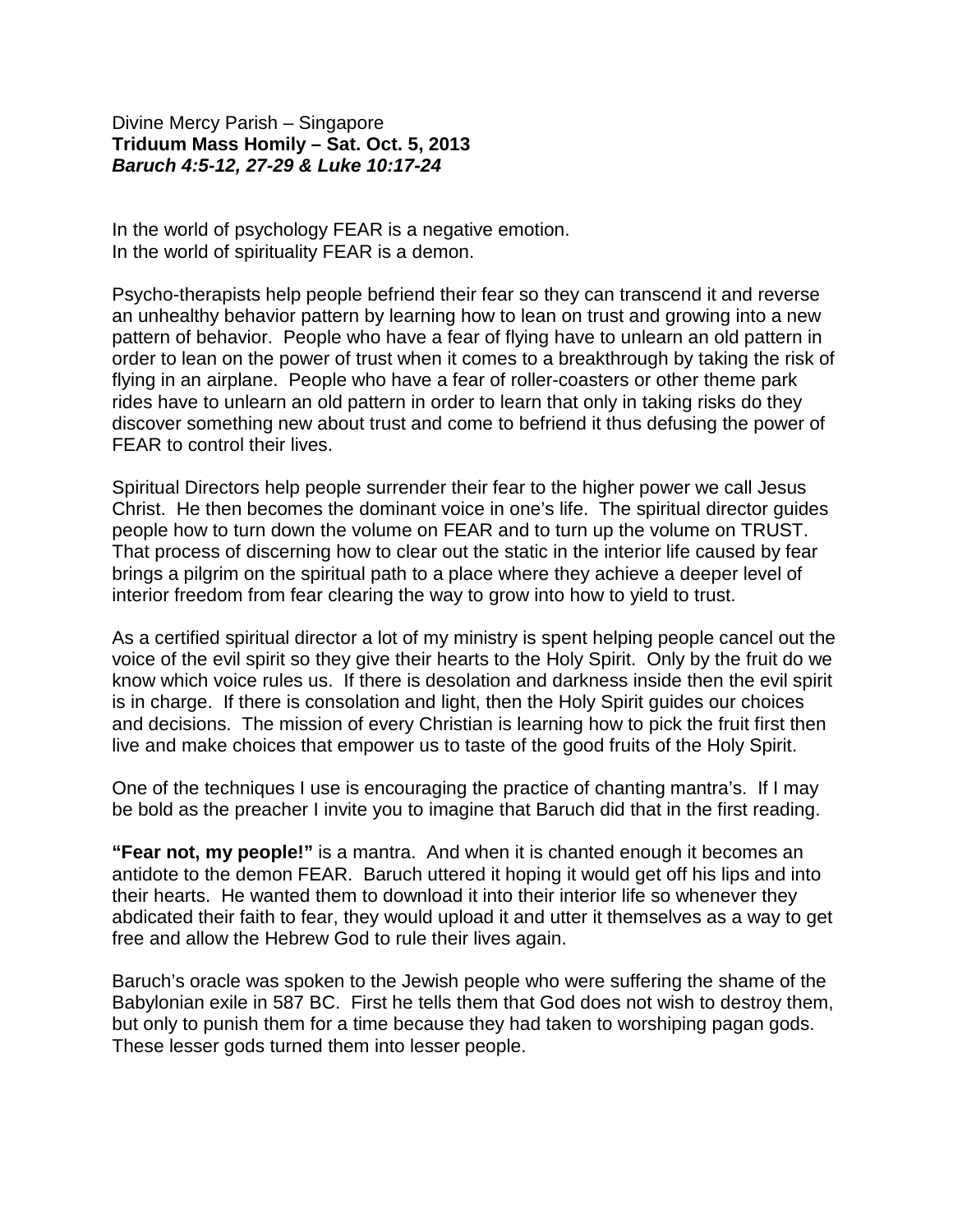Divine Mercy Parish – Singapore
**Triduum Mass Homily – Sat. Oct. 5, 2013**
***Baruch 4:5-12, 27-29 & Luke 10:17-24***

In the world of psychology FEAR is a negative emotion.
In the world of spirituality FEAR is a demon.

Psycho-therapists help people befriend their fear so they can transcend it and reverse an unhealthy behavior pattern by learning how to lean on trust and growing into a new pattern of behavior. People who have a fear of flying have to unlearn an old pattern in order to lean on the power of trust when it comes to a breakthrough by taking the risk of flying in an airplane. People who have a fear of roller-coasters or other theme park rides have to unlearn an old pattern in order to learn that only in taking risks do they discover something new about trust and come to befriend it thus defusing the power of FEAR to control their lives.

Spiritual Directors help people surrender their fear to the higher power we call Jesus Christ. He then becomes the dominant voice in one's life. The spiritual director guides people how to turn down the volume on FEAR and to turn up the volume on TRUST. That process of discerning how to clear out the static in the interior life caused by fear brings a pilgrim on the spiritual path to a place where they achieve a deeper level of interior freedom from fear clearing the way to grow into how to yield to trust.

As a certified spiritual director a lot of my ministry is spent helping people cancel out the voice of the evil spirit so they give their hearts to the Holy Spirit. Only by the fruit do we know which voice rules us. If there is desolation and darkness inside then the evil spirit is in charge. If there is consolation and light, then the Holy Spirit guides our choices and decisions. The mission of every Christian is learning how to pick the fruit first then live and make choices that empower us to taste of the good fruits of the Holy Spirit.

One of the techniques I use is encouraging the practice of chanting mantra's. If I may be bold as the preacher I invite you to imagine that Baruch did that in the first reading.

**"Fear not, my people!"** is a mantra. And when it is chanted enough it becomes an antidote to the demon FEAR. Baruch uttered it hoping it would get off his lips and into their hearts. He wanted them to download it into their interior life so whenever they abdicated their faith to fear, they would upload it and utter it themselves as a way to get free and allow the Hebrew God to rule their lives again.

Baruch's oracle was spoken to the Jewish people who were suffering the shame of the Babylonian exile in 587 BC. First he tells them that God does not wish to destroy them, but only to punish them for a time because they had taken to worshiping pagan gods. These lesser gods turned them into lesser people.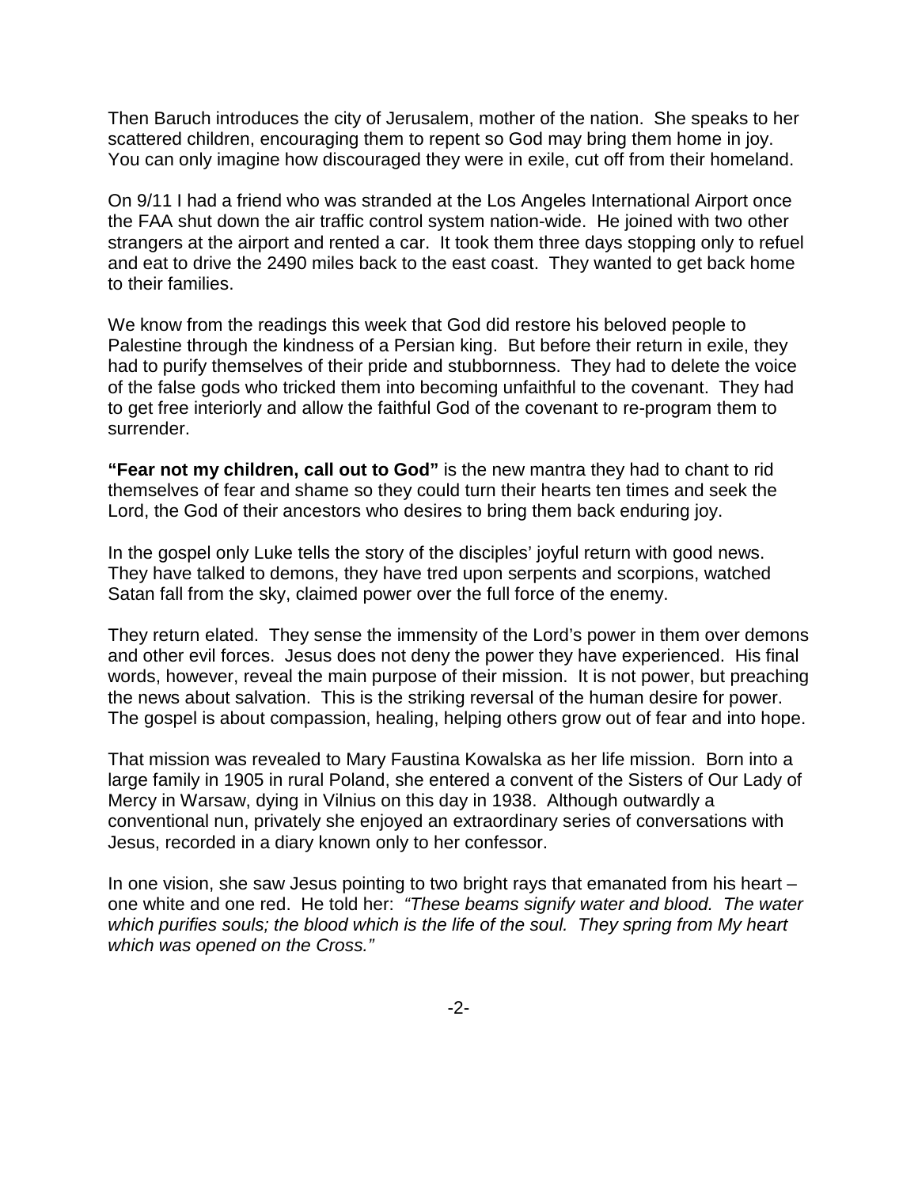Then Baruch introduces the city of Jerusalem, mother of the nation. She speaks to her scattered children, encouraging them to repent so God may bring them home in joy. You can only imagine how discouraged they were in exile, cut off from their homeland.

On 9/11 I had a friend who was stranded at the Los Angeles International Airport once the FAA shut down the air traffic control system nation-wide. He joined with two other strangers at the airport and rented a car. It took them three days stopping only to refuel and eat to drive the 2490 miles back to the east coast. They wanted to get back home to their families.

We know from the readings this week that God did restore his beloved people to Palestine through the kindness of a Persian king. But before their return in exile, they had to purify themselves of their pride and stubbornness. They had to delete the voice of the false gods who tricked them into becoming unfaithful to the covenant. They had to get free interiorly and allow the faithful God of the covenant to re-program them to surrender.

**"Fear not my children, call out to God"** is the new mantra they had to chant to rid themselves of fear and shame so they could turn their hearts ten times and seek the Lord, the God of their ancestors who desires to bring them back enduring joy.

In the gospel only Luke tells the story of the disciples' joyful return with good news. They have talked to demons, they have tred upon serpents and scorpions, watched Satan fall from the sky, claimed power over the full force of the enemy.

They return elated. They sense the immensity of the Lord's power in them over demons and other evil forces. Jesus does not deny the power they have experienced. His final words, however, reveal the main purpose of their mission. It is not power, but preaching the news about salvation. This is the striking reversal of the human desire for power. The gospel is about compassion, healing, helping others grow out of fear and into hope.

That mission was revealed to Mary Faustina Kowalska as her life mission. Born into a large family in 1905 in rural Poland, she entered a convent of the Sisters of Our Lady of Mercy in Warsaw, dying in Vilnius on this day in 1938. Although outwardly a conventional nun, privately she enjoyed an extraordinary series of conversations with Jesus, recorded in a diary known only to her confessor.

In one vision, she saw Jesus pointing to two bright rays that emanated from his heart – one white and one red. He told her: *"These beams signify water and blood. The water which purifies souls; the blood which is the life of the soul. They spring from My heart which was opened on the Cross."*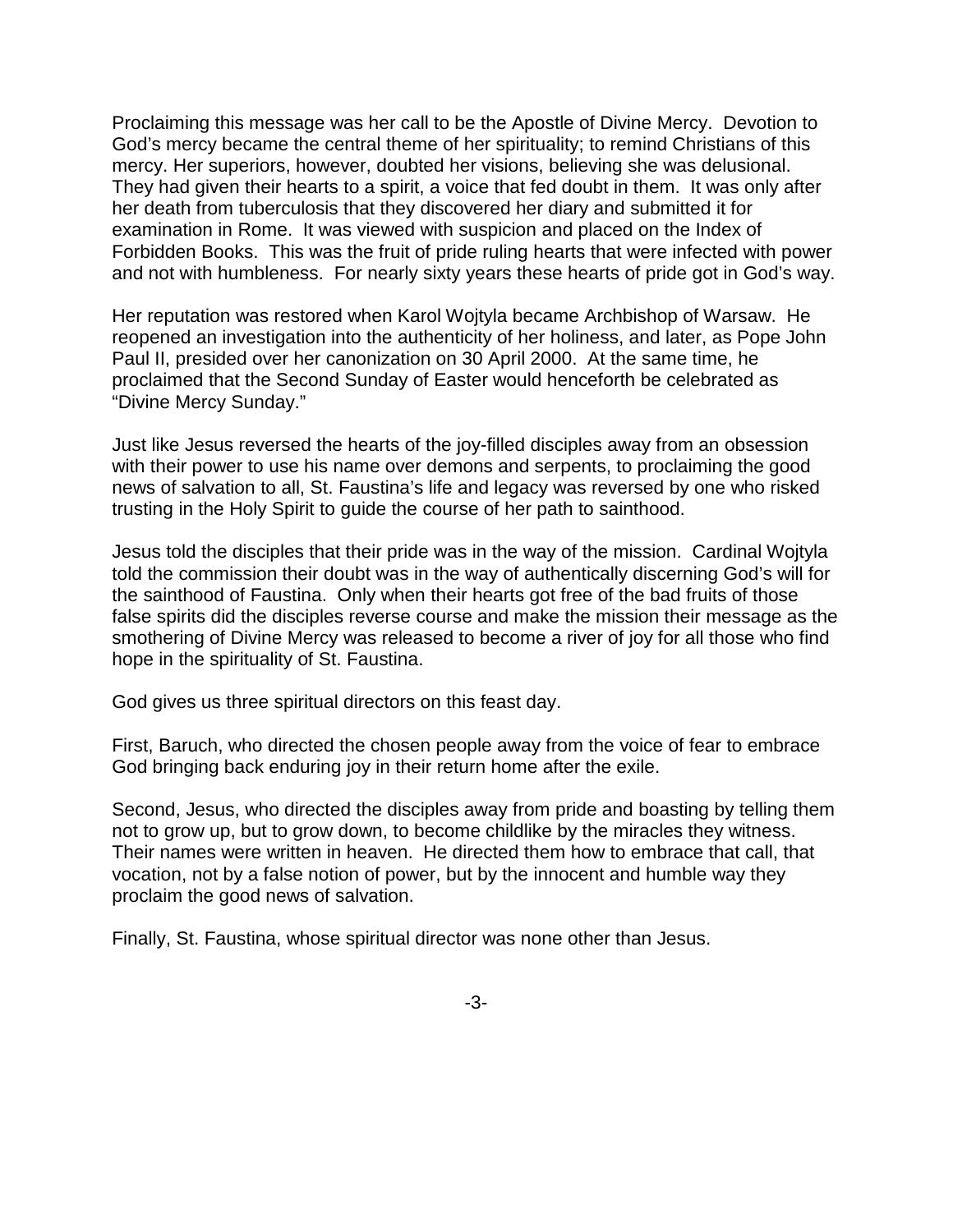Proclaiming this message was her call to be the Apostle of Divine Mercy. Devotion to God's mercy became the central theme of her spirituality; to remind Christians of this mercy. Her superiors, however, doubted her visions, believing she was delusional. They had given their hearts to a spirit, a voice that fed doubt in them. It was only after her death from tuberculosis that they discovered her diary and submitted it for examination in Rome. It was viewed with suspicion and placed on the Index of Forbidden Books. This was the fruit of pride ruling hearts that were infected with power and not with humbleness. For nearly sixty years these hearts of pride got in God's way.

Her reputation was restored when Karol Wojtyla became Archbishop of Warsaw. He reopened an investigation into the authenticity of her holiness, and later, as Pope John Paul II, presided over her canonization on 30 April 2000. At the same time, he proclaimed that the Second Sunday of Easter would henceforth be celebrated as "Divine Mercy Sunday."

Just like Jesus reversed the hearts of the joy-filled disciples away from an obsession with their power to use his name over demons and serpents, to proclaiming the good news of salvation to all, St. Faustina's life and legacy was reversed by one who risked trusting in the Holy Spirit to guide the course of her path to sainthood.

Jesus told the disciples that their pride was in the way of the mission. Cardinal Wojtyla told the commission their doubt was in the way of authentically discerning God's will for the sainthood of Faustina. Only when their hearts got free of the bad fruits of those false spirits did the disciples reverse course and make the mission their message as the smothering of Divine Mercy was released to become a river of joy for all those who find hope in the spirituality of St. Faustina.

God gives us three spiritual directors on this feast day.

First, Baruch, who directed the chosen people away from the voice of fear to embrace God bringing back enduring joy in their return home after the exile.

Second, Jesus, who directed the disciples away from pride and boasting by telling them not to grow up, but to grow down, to become childlike by the miracles they witness. Their names were written in heaven. He directed them how to embrace that call, that vocation, not by a false notion of power, but by the innocent and humble way they proclaim the good news of salvation.

Finally, St. Faustina, whose spiritual director was none other than Jesus.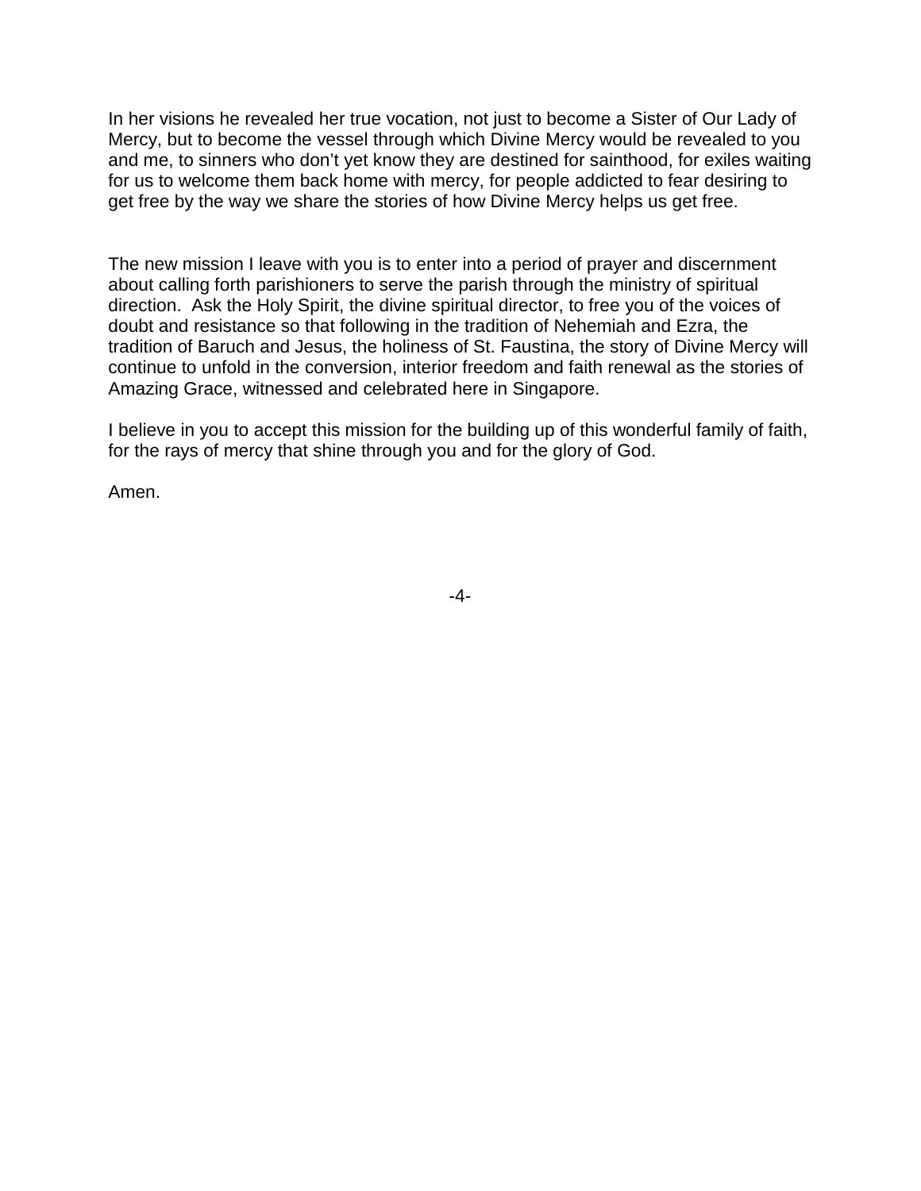In her visions he revealed her true vocation, not just to become a Sister of Our Lady of Mercy, but to become the vessel through which Divine Mercy would be revealed to you and me, to sinners who don't yet know they are destined for sainthood, for exiles waiting for us to welcome them back home with mercy, for people addicted to fear desiring to get free by the way we share the stories of how Divine Mercy helps us get free.

The new mission I leave with you is to enter into a period of prayer and discernment about calling forth parishioners to serve the parish through the ministry of spiritual direction. Ask the Holy Spirit, the divine spiritual director, to free you of the voices of doubt and resistance so that following in the tradition of Nehemiah and Ezra, the tradition of Baruch and Jesus, the holiness of St. Faustina, the story of Divine Mercy will continue to unfold in the conversion, interior freedom and faith renewal as the stories of Amazing Grace, witnessed and celebrated here in Singapore.

I believe in you to accept this mission for the building up of this wonderful family of faith, for the rays of mercy that shine through you and for the glory of God.

Amen.